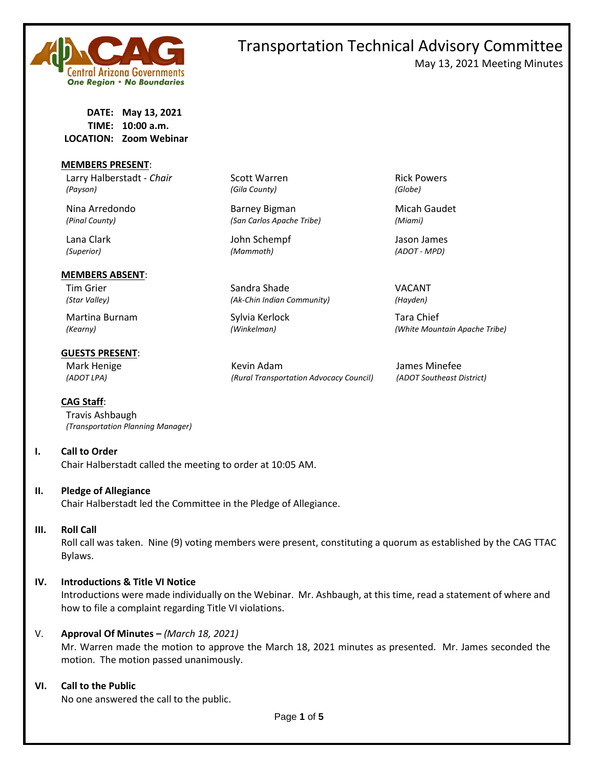# Transportation Technical Advisory Committee

May 13, 2021 Meeting Minutes

**DATE:** May 13, 2021
**TIME:** 10:00 a.m.
**LOCATION:** Zoom Webinar

**MEMBERS PRESENT:**

| | | |
|---|---|---|
| Larry Halberstadt - *Chair* *(Payson)* | Scott Warren *(Gila County)* | Rick Powers *(Globe)* |
| Nina Arredondo *(Pinal County)* | Barney Bigman *(San Carlos Apache Tribe)* | Micah Gaudet *(Miami)* |
| Lana Clark *(Superior)* | John Schempf *(Mammoth)* | Jason James *(ADOT - MPD)* |

**MEMBERS ABSENT:**

| | | |
|---|---|---|
| Tim Grier *(Star Valley)* | Sandra Shade *(Ak-Chin Indian Community)* | VACANT *(Hayden)* |
| Martina Burnam *(Kearny)* | Sylvia Kerlock *(Winkelman)* | Tara Chief *(White Mountain Apache Tribe)* |

**GUESTS PRESENT:**

| | | |
|---|---|---|
| Mark Henige *(ADOT LPA)* | Kevin Adam *(Rural Transportation Advocacy Council)* | James Minefee *(ADOT Southeast District)* |

**CAG Staff:**

Travis Ashbaugh *(Transportation Planning Manager)*

## I. Call to Order

Chair Halberstadt called the meeting to order at 10:05 AM.

## II. Pledge of Allegiance

Chair Halberstadt led the Committee in the Pledge of Allegiance.

## III. Roll Call

Roll call was taken. Nine (9) voting members were present, constituting a quorum as established by the CAG TTAC Bylaws.

## IV. Introductions & Title VI Notice

Introductions were made individually on the Webinar. Mr. Ashbaugh, at this time, read a statement of where and how to file a complaint regarding Title VI violations.

## V. Approval Of Minutes – *(March 18, 2021)*

Mr. Warren made the motion to approve the March 18, 2021 minutes as presented. Mr. James seconded the motion. The motion passed unanimously.

## VI. Call to the Public

No one answered the call to the public.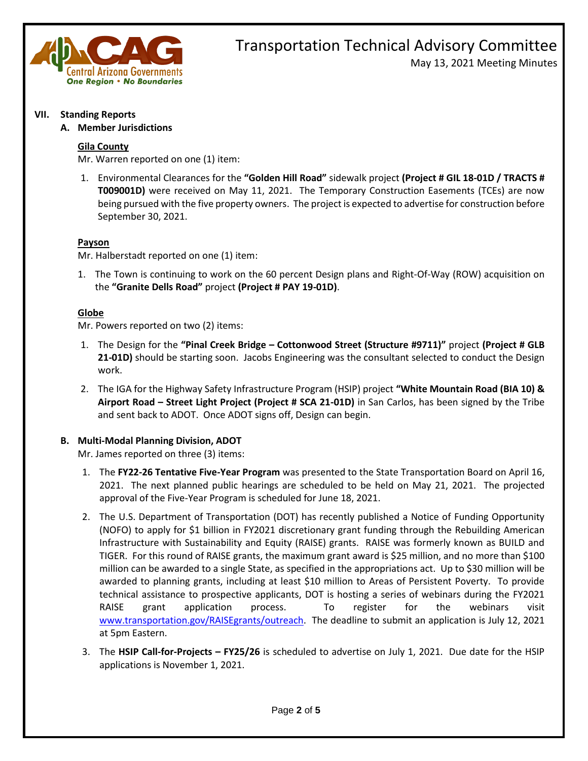## VII. Standing Reports

### A. Member Jurisdictions

**Gila County**

Mr. Warren reported on one (1) item:

1. Environmental Clearances for the **"Golden Hill Road"** sidewalk project **(Project # GIL 18-01D / TRACTS # T009001D)** were received on May 11, 2021. The Temporary Construction Easements (TCEs) are now being pursued with the five property owners. The project is expected to advertise for construction before September 30, 2021.

**Payson**

Mr. Halberstadt reported on one (1) item:

1. The Town is continuing to work on the 60 percent Design plans and Right-Of-Way (ROW) acquisition on the **"Granite Dells Road"** project **(Project # PAY 19-01D)**.

**Globe**

Mr. Powers reported on two (2) items:

1. The Design for the **"Pinal Creek Bridge – Cottonwood Street (Structure #9711)"** project **(Project # GLB 21-01D)** should be starting soon. Jacobs Engineering was the consultant selected to conduct the Design work.
2. The IGA for the Highway Safety Infrastructure Program (HSIP) project **"White Mountain Road (BIA 10) & Airport Road – Street Light Project (Project # SCA 21-01D)** in San Carlos, has been signed by the Tribe and sent back to ADOT. Once ADOT signs off, Design can begin.

### B. Multi-Modal Planning Division, ADOT

Mr. James reported on three (3) items:

1. The **FY22-26 Tentative Five-Year Program** was presented to the State Transportation Board on April 16, 2021. The next planned public hearings are scheduled to be held on May 21, 2021. The projected approval of the Five-Year Program is scheduled for June 18, 2021.
2. The U.S. Department of Transportation (DOT) has recently published a Notice of Funding Opportunity (NOFO) to apply for $1 billion in FY2021 discretionary grant funding through the Rebuilding American Infrastructure with Sustainability and Equity (RAISE) grants. RAISE was formerly known as BUILD and TIGER. For this round of RAISE grants, the maximum grant award is $25 million, and no more than $100 million can be awarded to a single State, as specified in the appropriations act. Up to $30 million will be awarded to planning grants, including at least $10 million to Areas of Persistent Poverty. To provide technical assistance to prospective applicants, DOT is hosting a series of webinars during the FY2021 RAISE grant application process. To register for the webinars visit www.transportation.gov/RAISEgrants/outreach. The deadline to submit an application is July 12, 2021 at 5pm Eastern.
3. The **HSIP Call-for-Projects – FY25/26** is scheduled to advertise on July 1, 2021. Due date for the HSIP applications is November 1, 2021.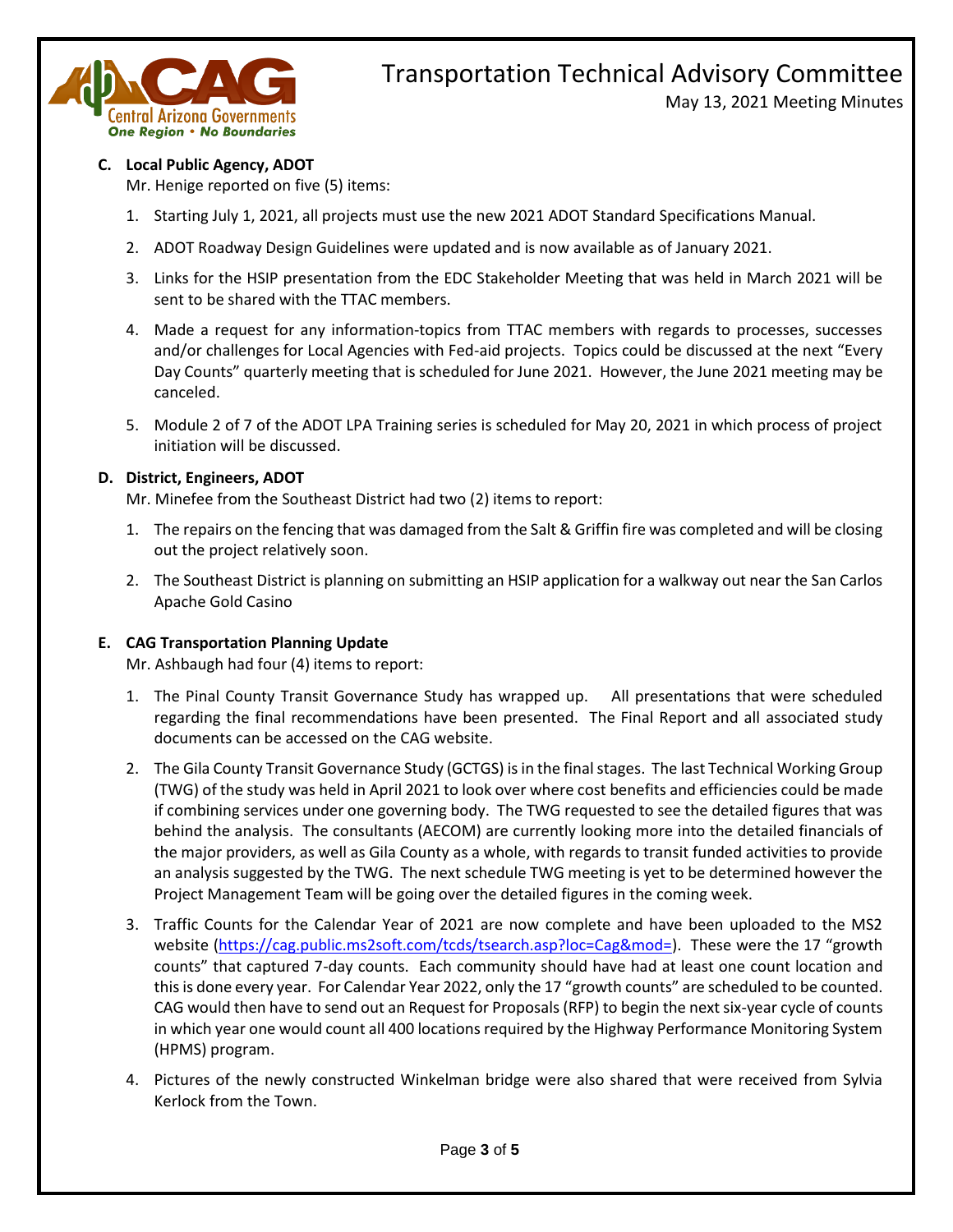**C. Local Public Agency, ADOT**

Mr. Henige reported on five (5) items:

1. Starting July 1, 2021, all projects must use the new 2021 ADOT Standard Specifications Manual.
2. ADOT Roadway Design Guidelines were updated and is now available as of January 2021.
3. Links for the HSIP presentation from the EDC Stakeholder Meeting that was held in March 2021 will be sent to be shared with the TTAC members.
4. Made a request for any information-topics from TTAC members with regards to processes, successes and/or challenges for Local Agencies with Fed-aid projects. Topics could be discussed at the next "Every Day Counts" quarterly meeting that is scheduled for June 2021. However, the June 2021 meeting may be canceled.
5. Module 2 of 7 of the ADOT LPA Training series is scheduled for May 20, 2021 in which process of project initiation will be discussed.

**D. District, Engineers, ADOT**

Mr. Minefee from the Southeast District had two (2) items to report:

1. The repairs on the fencing that was damaged from the Salt & Griffin fire was completed and will be closing out the project relatively soon.
2. The Southeast District is planning on submitting an HSIP application for a walkway out near the San Carlos Apache Gold Casino

**E. CAG Transportation Planning Update**

Mr. Ashbaugh had four (4) items to report:

1. The Pinal County Transit Governance Study has wrapped up. All presentations that were scheduled regarding the final recommendations have been presented. The Final Report and all associated study documents can be accessed on the CAG website.
2. The Gila County Transit Governance Study (GCTGS) is in the final stages. The last Technical Working Group (TWG) of the study was held in April 2021 to look over where cost benefits and efficiencies could be made if combining services under one governing body. The TWG requested to see the detailed figures that was behind the analysis. The consultants (AECOM) are currently looking more into the detailed financials of the major providers, as well as Gila County as a whole, with regards to transit funded activities to provide an analysis suggested by the TWG. The next schedule TWG meeting is yet to be determined however the Project Management Team will be going over the detailed figures in the coming week.
3. Traffic Counts for the Calendar Year of 2021 are now complete and have been uploaded to the MS2 website (https://cag.public.ms2soft.com/tcds/tsearch.asp?loc=Cag&mod=). These were the 17 "growth counts" that captured 7-day counts. Each community should have had at least one count location and this is done every year. For Calendar Year 2022, only the 17 "growth counts" are scheduled to be counted. CAG would then have to send out an Request for Proposals (RFP) to begin the next six-year cycle of counts in which year one would count all 400 locations required by the Highway Performance Monitoring System (HPMS) program.
4. Pictures of the newly constructed Winkelman bridge were also shared that were received from Sylvia Kerlock from the Town.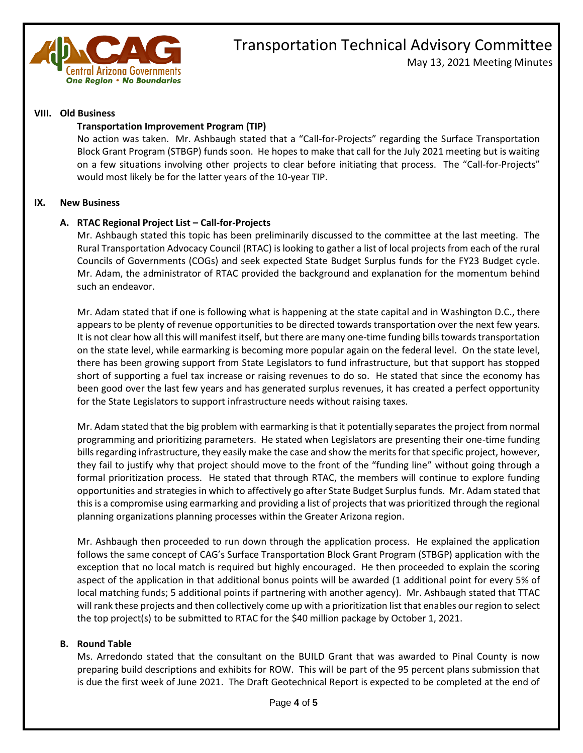## VIII. Old Business

### Transportation Improvement Program (TIP)

No action was taken. Mr. Ashbaugh stated that a "Call-for-Projects" regarding the Surface Transportation Block Grant Program (STBGP) funds soon. He hopes to make that call for the July 2021 meeting but is waiting on a few situations involving other projects to clear before initiating that process. The "Call-for-Projects" would most likely be for the latter years of the 10-year TIP.

## IX. New Business

### A. RTAC Regional Project List – Call-for-Projects

Mr. Ashbaugh stated this topic has been preliminarily discussed to the committee at the last meeting. The Rural Transportation Advocacy Council (RTAC) is looking to gather a list of local projects from each of the rural Councils of Governments (COGs) and seek expected State Budget Surplus funds for the FY23 Budget cycle. Mr. Adam, the administrator of RTAC provided the background and explanation for the momentum behind such an endeavor.

Mr. Adam stated that if one is following what is happening at the state capital and in Washington D.C., there appears to be plenty of revenue opportunities to be directed towards transportation over the next few years. It is not clear how all this will manifest itself, but there are many one-time funding bills towards transportation on the state level, while earmarking is becoming more popular again on the federal level. On the state level, there has been growing support from State Legislators to fund infrastructure, but that support has stopped short of supporting a fuel tax increase or raising revenues to do so. He stated that since the economy has been good over the last few years and has generated surplus revenues, it has created a perfect opportunity for the State Legislators to support infrastructure needs without raising taxes.

Mr. Adam stated that the big problem with earmarking is that it potentially separates the project from normal programming and prioritizing parameters. He stated when Legislators are presenting their one-time funding bills regarding infrastructure, they easily make the case and show the merits for that specific project, however, they fail to justify why that project should move to the front of the "funding line" without going through a formal prioritization process. He stated that through RTAC, the members will continue to explore funding opportunities and strategies in which to affectively go after State Budget Surplus funds. Mr. Adam stated that this is a compromise using earmarking and providing a list of projects that was prioritized through the regional planning organizations planning processes within the Greater Arizona region.

Mr. Ashbaugh then proceeded to run down through the application process. He explained the application follows the same concept of CAG's Surface Transportation Block Grant Program (STBGP) application with the exception that no local match is required but highly encouraged. He then proceeded to explain the scoring aspect of the application in that additional bonus points will be awarded (1 additional point for every 5% of local matching funds; 5 additional points if partnering with another agency). Mr. Ashbaugh stated that TTAC will rank these projects and then collectively come up with a prioritization list that enables our region to select the top project(s) to be submitted to RTAC for the $40 million package by October 1, 2021.

### B. Round Table

Ms. Arredondo stated that the consultant on the BUILD Grant that was awarded to Pinal County is now preparing build descriptions and exhibits for ROW. This will be part of the 95 percent plans submission that is due the first week of June 2021. The Draft Geotechnical Report is expected to be completed at the end of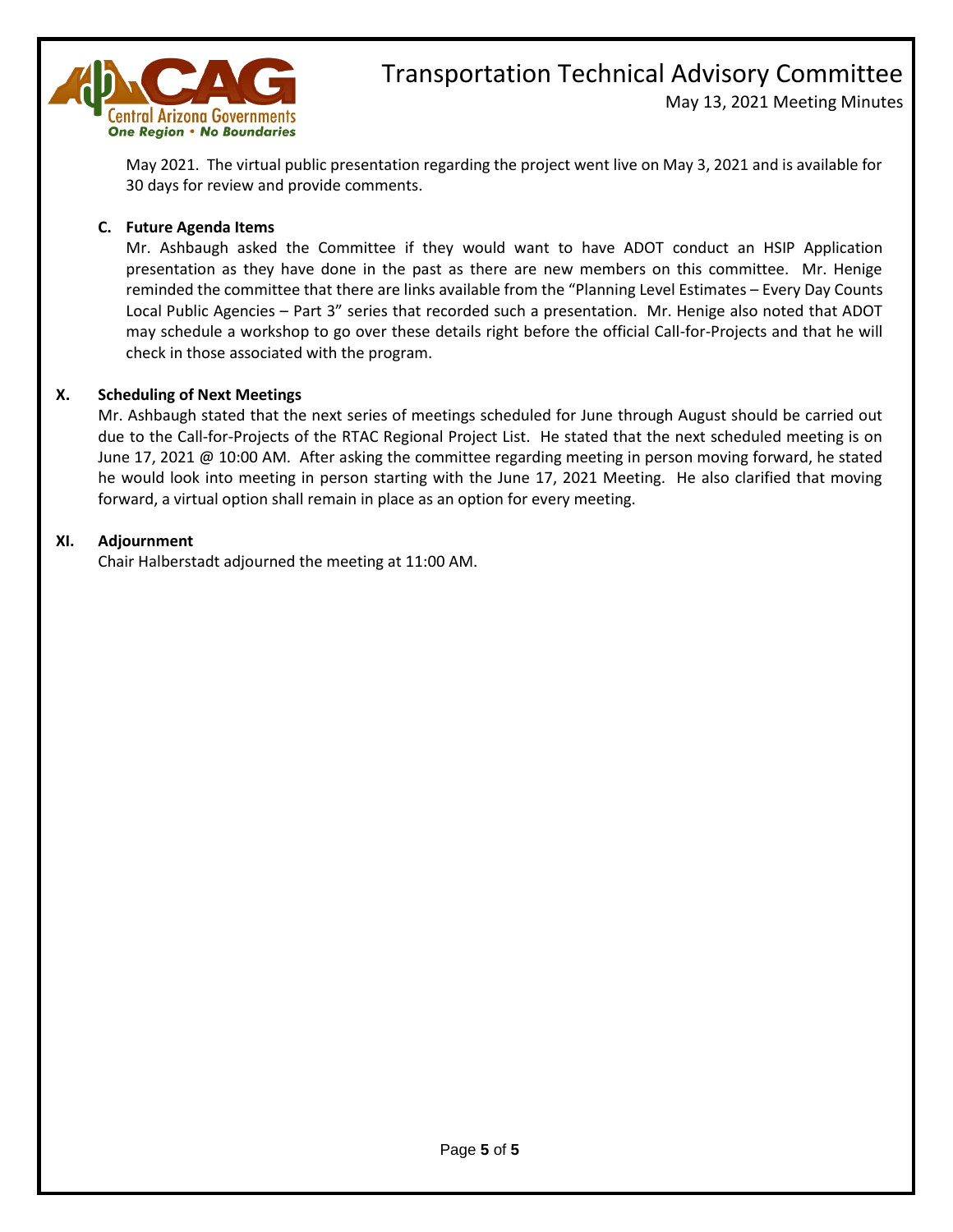May 2021. The virtual public presentation regarding the project went live on May 3, 2021 and is available for 30 days for review and provide comments.

**C. Future Agenda Items**

Mr. Ashbaugh asked the Committee if they would want to have ADOT conduct an HSIP Application presentation as they have done in the past as there are new members on this committee. Mr. Henige reminded the committee that there are links available from the "Planning Level Estimates – Every Day Counts Local Public Agencies – Part 3" series that recorded such a presentation. Mr. Henige also noted that ADOT may schedule a workshop to go over these details right before the official Call-for-Projects and that he will check in those associated with the program.

## X. Scheduling of Next Meetings

Mr. Ashbaugh stated that the next series of meetings scheduled for June through August should be carried out due to the Call-for-Projects of the RTAC Regional Project List. He stated that the next scheduled meeting is on June 17, 2021 @ 10:00 AM. After asking the committee regarding meeting in person moving forward, he stated he would look into meeting in person starting with the June 17, 2021 Meeting. He also clarified that moving forward, a virtual option shall remain in place as an option for every meeting.

## XI. Adjournment

Chair Halberstadt adjourned the meeting at 11:00 AM.